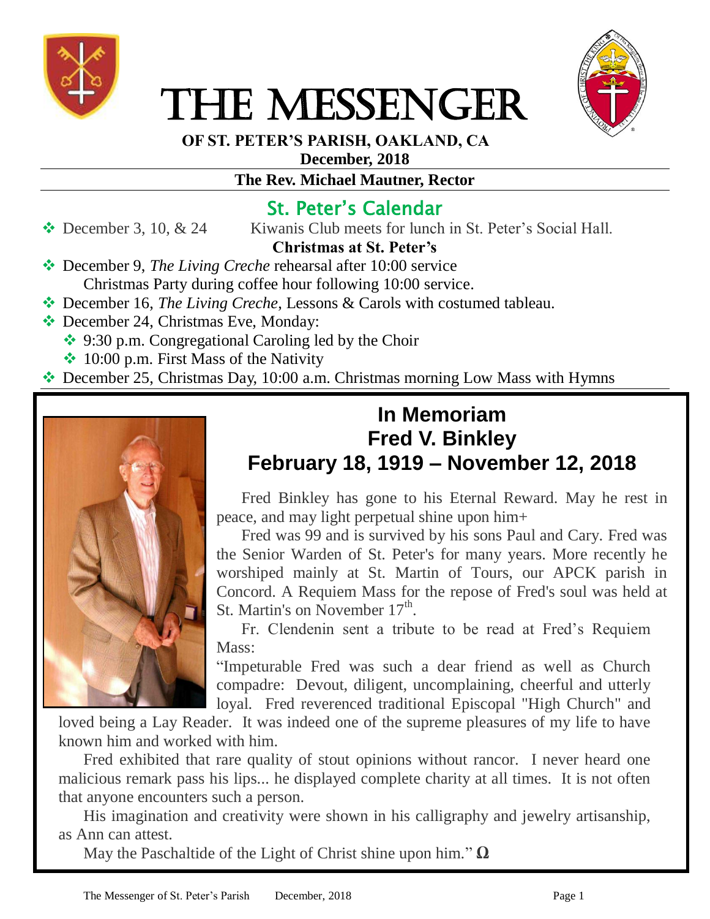# THE MESSENGER

**OF ST. PETER'S PARISH, OAKLAND, CA**

**December, 2018**

**The Rev. Michael Mautner, Rector**

## St. Peter's Calendar

- December 3, 10, & 24 Kiwanis Club meets for lunch in St. Peter's Social Hall.

**Christmas at St. Peter's**

- December 9, *The Living Creche* rehearsal after 10:00 service
  Christmas Party during coffee hour following 10:00 service.
- December 16, *The Living Creche*, Lessons & Carols with costumed tableau.
- December 24, Christmas Eve, Monday:
  - 9:30 p.m. Congregational Caroling led by the Choir
  - 10:00 p.m. First Mass of the Nativity
- December 25, Christmas Day, 10:00 a.m. Christmas morning Low Mass with Hymns

## In Memoriam
## Fred V. Binkley
## February 18, 1919 – November 12, 2018

Fred Binkley has gone to his Eternal Reward. May he rest in peace, and may light perpetual shine upon him+

Fred was 99 and is survived by his sons Paul and Cary. Fred was the Senior Warden of St. Peter's for many years. More recently he worshiped mainly at St. Martin of Tours, our APCK parish in Concord. A Requiem Mass for the repose of Fred's soul was held at St. Martin's on November 17th.

Fr. Clendenin sent a tribute to be read at Fred's Requiem Mass:

"Impeturable Fred was such a dear friend as well as Church compadre: Devout, diligent, uncomplaining, cheerful and utterly loyal. Fred reverenced traditional Episcopal "High Church" and loved being a Lay Reader. It was indeed one of the supreme pleasures of my life to have known him and worked with him.

Fred exhibited that rare quality of stout opinions without rancor. I never heard one malicious remark pass his lips... he displayed complete charity at all times. It is not often that anyone encounters such a person.

His imagination and creativity were shown in his calligraphy and jewelry artisanship, as Ann can attest.

May the Paschaltide of the Light of Christ shine upon him." **Ω**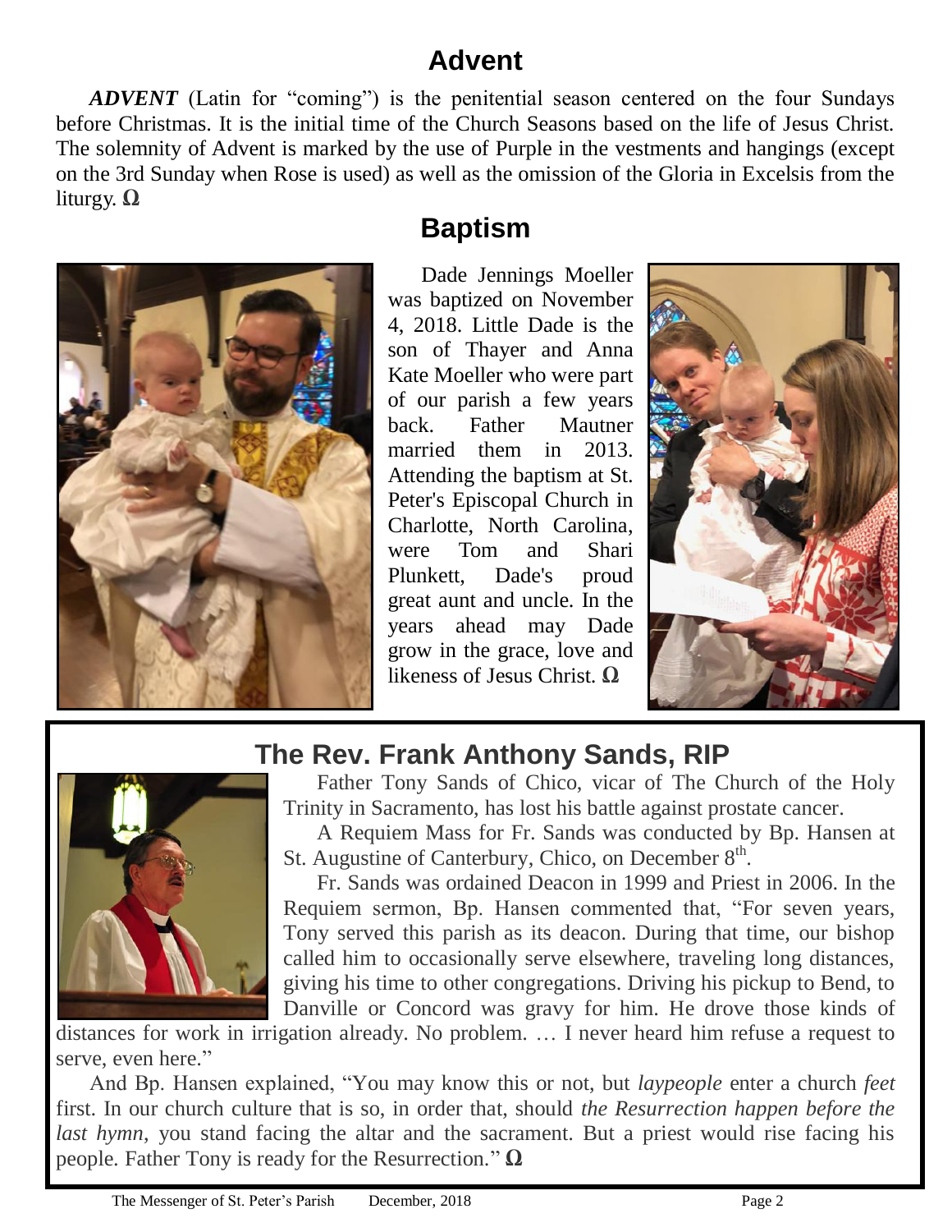## Advent

***ADVENT*** (Latin for "coming") is the penitential season centered on the four Sundays before Christmas. It is the initial time of the Church Seasons based on the life of Jesus Christ. The solemnity of Advent is marked by the use of Purple in the vestments and hangings (except on the 3rd Sunday when Rose is used) as well as the omission of the Gloria in Excelsis from the liturgy. **Ω**

## Baptism

Dade Jennings Moeller was baptized on November 4, 2018. Little Dade is the son of Thayer and Anna Kate Moeller who were part of our parish a few years back. Father Mautner married them in 2013. Attending the baptism at St. Peter's Episcopal Church in Charlotte, North Carolina, were Tom and Shari Plunkett, Dade's proud great aunt and uncle. In the years ahead may Dade grow in the grace, love and likeness of Jesus Christ. **Ω**

## The Rev. Frank Anthony Sands, RIP

Father Tony Sands of Chico, vicar of The Church of the Holy Trinity in Sacramento, has lost his battle against prostate cancer.

A Requiem Mass for Fr. Sands was conducted by Bp. Hansen at St. Augustine of Canterbury, Chico, on December 8th.

Fr. Sands was ordained Deacon in 1999 and Priest in 2006. In the Requiem sermon, Bp. Hansen commented that, "For seven years, Tony served this parish as its deacon. During that time, our bishop called him to occasionally serve elsewhere, traveling long distances, giving his time to other congregations. Driving his pickup to Bend, to Danville or Concord was gravy for him. He drove those kinds of distances for work in irrigation already. No problem. … I never heard him refuse a request to serve, even here."

And Bp. Hansen explained, "You may know this or not, but *laypeople* enter a church *feet* first. In our church culture that is so, in order that, should *the Resurrection happen before the last hymn*, you stand facing the altar and the sacrament. But a priest would rise facing his people. Father Tony is ready for the Resurrection." **Ω**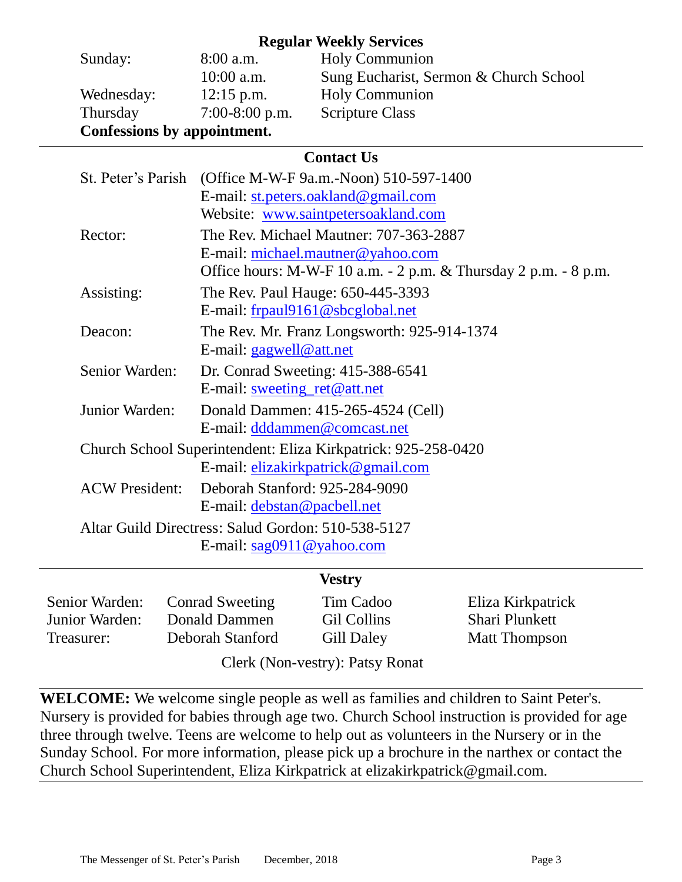## Regular Weekly Services

| | | |
|---|---|---|
| Sunday: | 8:00 a.m. | Holy Communion |
| | 10:00 a.m. | Sung Eucharist, Sermon & Church School |
| Wednesday: | 12:15 p.m. | Holy Communion |
| Thursday | 7:00-8:00 p.m. | Scripture Class |

**Confessions by appointment.**

## Contact Us

| | |
|---|---|
| St. Peter's Parish | (Office M-W-F 9a.m.-Noon) 510-597-1400<br>E-mail: st.peters.oakland@gmail.com<br>Website: www.saintpetersoakland.com |
| Rector: | The Rev. Michael Mautner: 707-363-2887<br>E-mail: michael.mautner@yahoo.com<br>Office hours: M-W-F 10 a.m. - 2 p.m. & Thursday 2 p.m. - 8 p.m. |
| Assisting: | The Rev. Paul Hauge: 650-445-3393<br>E-mail: frpaul9161@sbcglobal.net |
| Deacon: | The Rev. Mr. Franz Longsworth: 925-914-1374<br>E-mail: gagwell@att.net |
| Senior Warden: | Dr. Conrad Sweeting: 415-388-6541<br>E-mail: sweeting_ret@att.net |
| Junior Warden: | Donald Dammen: 415-265-4524 (Cell)<br>E-mail: dddammen@comcast.net |

Church School Superintendent: Eliza Kirkpatrick: 925-258-0420
E-mail: elizakirkpatrick@gmail.com

ACW President: Deborah Stanford: 925-284-9090
E-mail: debstan@pacbell.net

Altar Guild Directress: Salud Gordon: 510-538-5127
E-mail: sag0911@yahoo.com

## Vestry

| | | | |
|---|---|---|---|
| Senior Warden: | Conrad Sweeting | Tim Cadoo | Eliza Kirkpatrick |
| Junior Warden: | Donald Dammen | Gil Collins | Shari Plunkett |
| Treasurer: | Deborah Stanford | Gill Daley | Matt Thompson |

Clerk (Non-vestry): Patsy Ronat

**WELCOME:** We welcome single people as well as families and children to Saint Peter's. Nursery is provided for babies through age two. Church School instruction is provided for age three through twelve. Teens are welcome to help out as volunteers in the Nursery or in the Sunday School. For more information, please pick up a brochure in the narthex or contact the Church School Superintendent, Eliza Kirkpatrick at elizakirkpatrick@gmail.com.